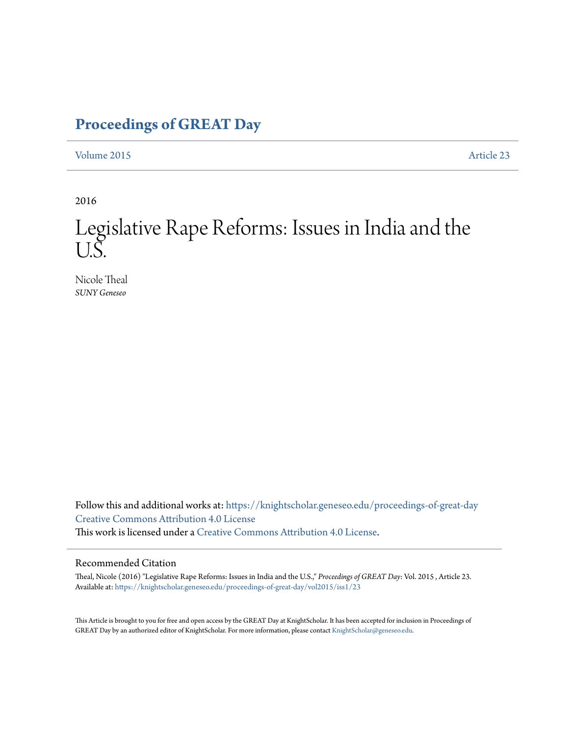# Proceedings of GREAT Day

Volume 2015 Article 23

2016

# Legislative Rape Reforms: Issues in India and the U.S.

Nicole Theal
*SUNY Geneseo*

Follow this and additional works at: https://knightscholar.geneseo.edu/proceedings-of-great-day
Creative Commons Attribution 4.0 License
This work is licensed under a Creative Commons Attribution 4.0 License.

## Recommended Citation

Theal, Nicole (2016) "Legislative Rape Reforms: Issues in India and the U.S.," *Proceedings of GREAT Day*: Vol. 2015 , Article 23.
Available at: https://knightscholar.geneseo.edu/proceedings-of-great-day/vol2015/iss1/23

This Article is brought to you for free and open access by the GREAT Day at KnightScholar. It has been accepted for inclusion in Proceedings of GREAT Day by an authorized editor of KnightScholar. For more information, please contact KnightScholar@geneseo.edu.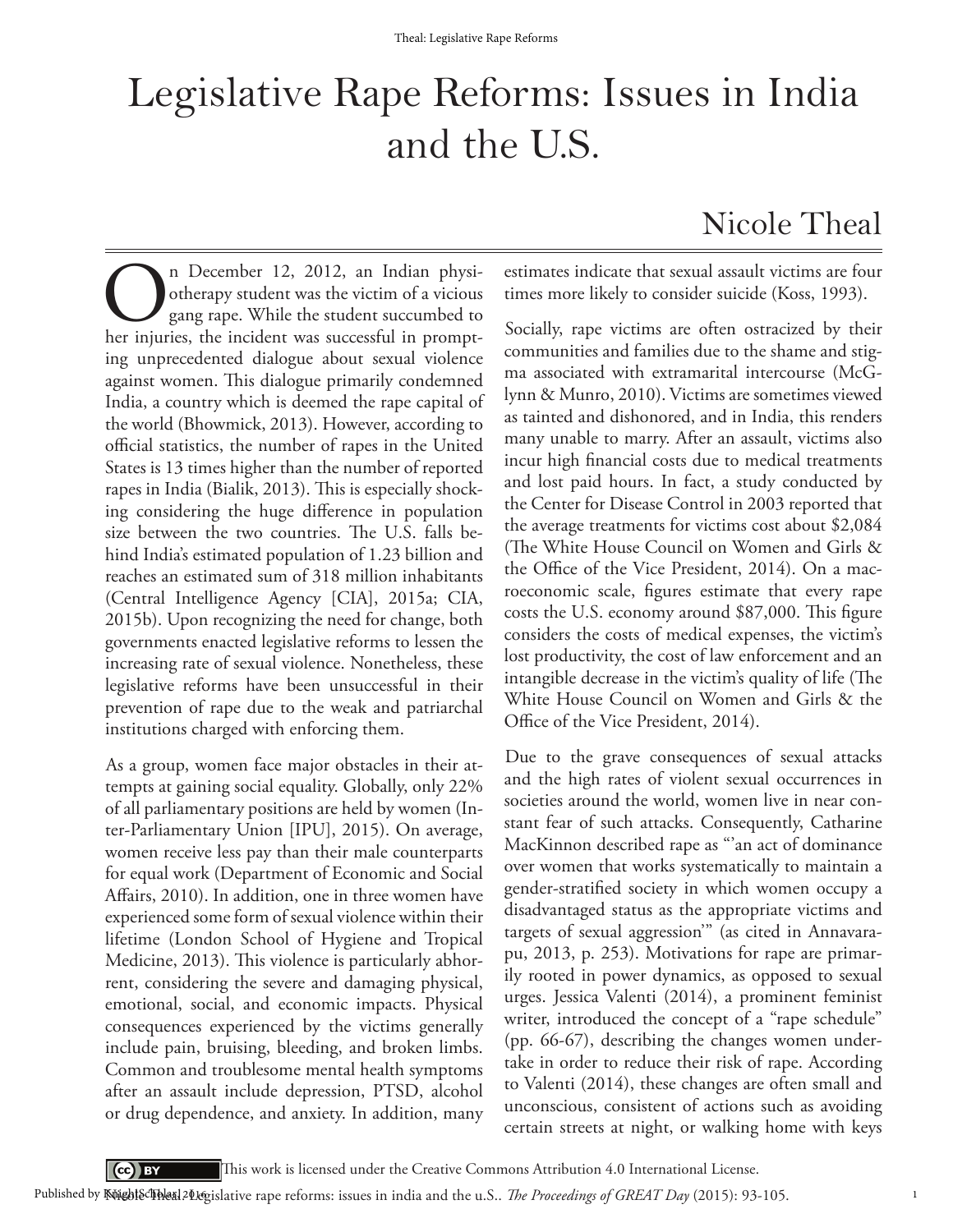# Legislative Rape Reforms: Issues in India and the U.S.

Nicole Theal

On December 12, 2012, an Indian physiotherapy student was the victim of a vicious gang rape. While the student succumbed to her injuries, the incident was successful in prompting unprecedented dialogue about sexual violence against women. This dialogue primarily condemned India, a country which is deemed the rape capital of the world (Bhowmick, 2013). However, according to official statistics, the number of rapes in the United States is 13 times higher than the number of reported rapes in India (Bialik, 2013). This is especially shocking considering the huge difference in population size between the two countries. The U.S. falls behind India's estimated population of 1.23 billion and reaches an estimated sum of 318 million inhabitants (Central Intelligence Agency [CIA], 2015a; CIA, 2015b). Upon recognizing the need for change, both governments enacted legislative reforms to lessen the increasing rate of sexual violence. Nonetheless, these legislative reforms have been unsuccessful in their prevention of rape due to the weak and patriarchal institutions charged with enforcing them.

As a group, women face major obstacles in their attempts at gaining social equality. Globally, only 22% of all parliamentary positions are held by women (Inter-Parliamentary Union [IPU], 2015). On average, women receive less pay than their male counterparts for equal work (Department of Economic and Social Affairs, 2010). In addition, one in three women have experienced some form of sexual violence within their lifetime (London School of Hygiene and Tropical Medicine, 2013). This violence is particularly abhorrent, considering the severe and damaging physical, emotional, social, and economic impacts. Physical consequences experienced by the victims generally include pain, bruising, bleeding, and broken limbs. Common and troublesome mental health symptoms after an assault include depression, PTSD, alcohol or drug dependence, and anxiety. In addition, many estimates indicate that sexual assault victims are four times more likely to consider suicide (Koss, 1993).

Socially, rape victims are often ostracized by their communities and families due to the shame and stigma associated with extramarital intercourse (McGlynn & Munro, 2010). Victims are sometimes viewed as tainted and dishonored, and in India, this renders many unable to marry. After an assault, victims also incur high financial costs due to medical treatments and lost paid hours. In fact, a study conducted by the Center for Disease Control in 2003 reported that the average treatments for victims cost about $2,084 (The White House Council on Women and Girls & the Office of the Vice President, 2014). On a macroeconomic scale, figures estimate that every rape costs the U.S. economy around $87,000. This figure considers the costs of medical expenses, the victim's lost productivity, the cost of law enforcement and an intangible decrease in the victim's quality of life (The White House Council on Women and Girls & the Office of the Vice President, 2014).

Due to the grave consequences of sexual attacks and the high rates of violent sexual occurrences in societies around the world, women live in near constant fear of such attacks. Consequently, Catharine MacKinnon described rape as "'an act of dominance over women that works systematically to maintain a gender-stratified society in which women occupy a disadvantaged status as the appropriate victims and targets of sexual aggression'" (as cited in Annavarapu, 2013, p. 253). Motivations for rape are primarily rooted in power dynamics, as opposed to sexual urges. Jessica Valenti (2014), a prominent feminist writer, introduced the concept of a "rape schedule" (pp. 66-67), describing the changes women undertake in order to reduce their risk of rape. According to Valenti (2014), these changes are often small and unconscious, consistent of actions such as avoiding certain streets at night, or walking home with keys

This work is licensed under the Creative Commons Attribution 4.0 International License.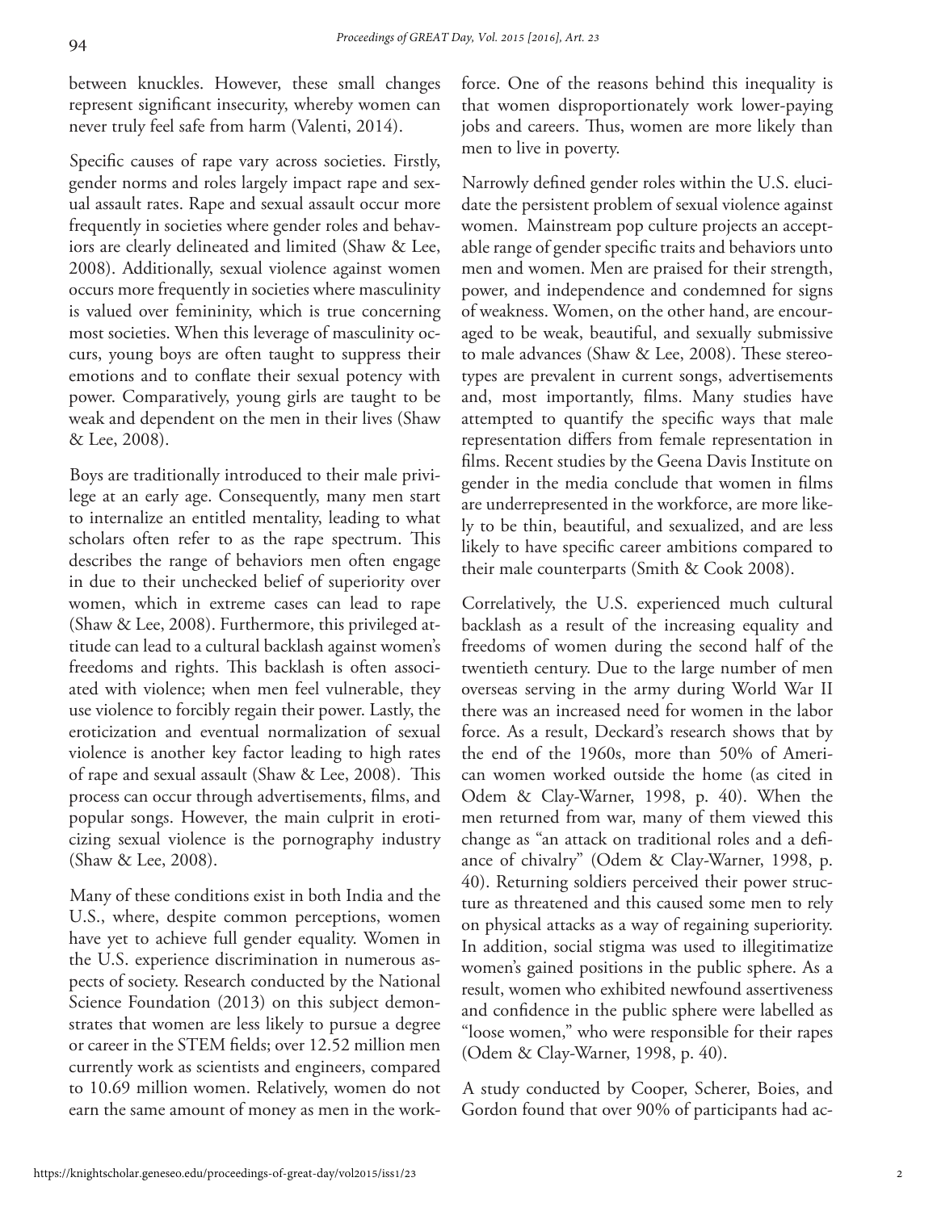between knuckles. However, these small changes represent significant insecurity, whereby women can never truly feel safe from harm (Valenti, 2014).

Specific causes of rape vary across societies. Firstly, gender norms and roles largely impact rape and sexual assault rates. Rape and sexual assault occur more frequently in societies where gender roles and behaviors are clearly delineated and limited (Shaw & Lee, 2008). Additionally, sexual violence against women occurs more frequently in societies where masculinity is valued over femininity, which is true concerning most societies. When this leverage of masculinity occurs, young boys are often taught to suppress their emotions and to conflate their sexual potency with power. Comparatively, young girls are taught to be weak and dependent on the men in their lives (Shaw & Lee, 2008).

Boys are traditionally introduced to their male privilege at an early age. Consequently, many men start to internalize an entitled mentality, leading to what scholars often refer to as the rape spectrum. This describes the range of behaviors men often engage in due to their unchecked belief of superiority over women, which in extreme cases can lead to rape (Shaw & Lee, 2008). Furthermore, this privileged attitude can lead to a cultural backlash against women's freedoms and rights. This backlash is often associated with violence; when men feel vulnerable, they use violence to forcibly regain their power. Lastly, the eroticization and eventual normalization of sexual violence is another key factor leading to high rates of rape and sexual assault (Shaw & Lee, 2008). This process can occur through advertisements, films, and popular songs. However, the main culprit in eroticizing sexual violence is the pornography industry (Shaw & Lee, 2008).

Many of these conditions exist in both India and the U.S., where, despite common perceptions, women have yet to achieve full gender equality. Women in the U.S. experience discrimination in numerous aspects of society. Research conducted by the National Science Foundation (2013) on this subject demonstrates that women are less likely to pursue a degree or career in the STEM fields; over 12.52 million men currently work as scientists and engineers, compared to 10.69 million women. Relatively, women do not earn the same amount of money as men in the workforce. One of the reasons behind this inequality is that women disproportionately work lower-paying jobs and careers. Thus, women are more likely than men to live in poverty.

Narrowly defined gender roles within the U.S. elucidate the persistent problem of sexual violence against women. Mainstream pop culture projects an acceptable range of gender specific traits and behaviors unto men and women. Men are praised for their strength, power, and independence and condemned for signs of weakness. Women, on the other hand, are encouraged to be weak, beautiful, and sexually submissive to male advances (Shaw & Lee, 2008). These stereotypes are prevalent in current songs, advertisements and, most importantly, films. Many studies have attempted to quantify the specific ways that male representation differs from female representation in films. Recent studies by the Geena Davis Institute on gender in the media conclude that women in films are underrepresented in the workforce, are more likely to be thin, beautiful, and sexualized, and are less likely to have specific career ambitions compared to their male counterparts (Smith & Cook 2008).

Correlatively, the U.S. experienced much cultural backlash as a result of the increasing equality and freedoms of women during the second half of the twentieth century. Due to the large number of men overseas serving in the army during World War II there was an increased need for women in the labor force. As a result, Deckard's research shows that by the end of the 1960s, more than 50% of American women worked outside the home (as cited in Odem & Clay-Warner, 1998, p. 40). When the men returned from war, many of them viewed this change as "an attack on traditional roles and a defiance of chivalry" (Odem & Clay-Warner, 1998, p. 40). Returning soldiers perceived their power structure as threatened and this caused some men to rely on physical attacks as a way of regaining superiority. In addition, social stigma was used to illegitimatize women's gained positions in the public sphere. As a result, women who exhibited newfound assertiveness and confidence in the public sphere were labelled as "loose women," who were responsible for their rapes (Odem & Clay-Warner, 1998, p. 40).

A study conducted by Cooper, Scherer, Boies, and Gordon found that over 90% of participants had ac-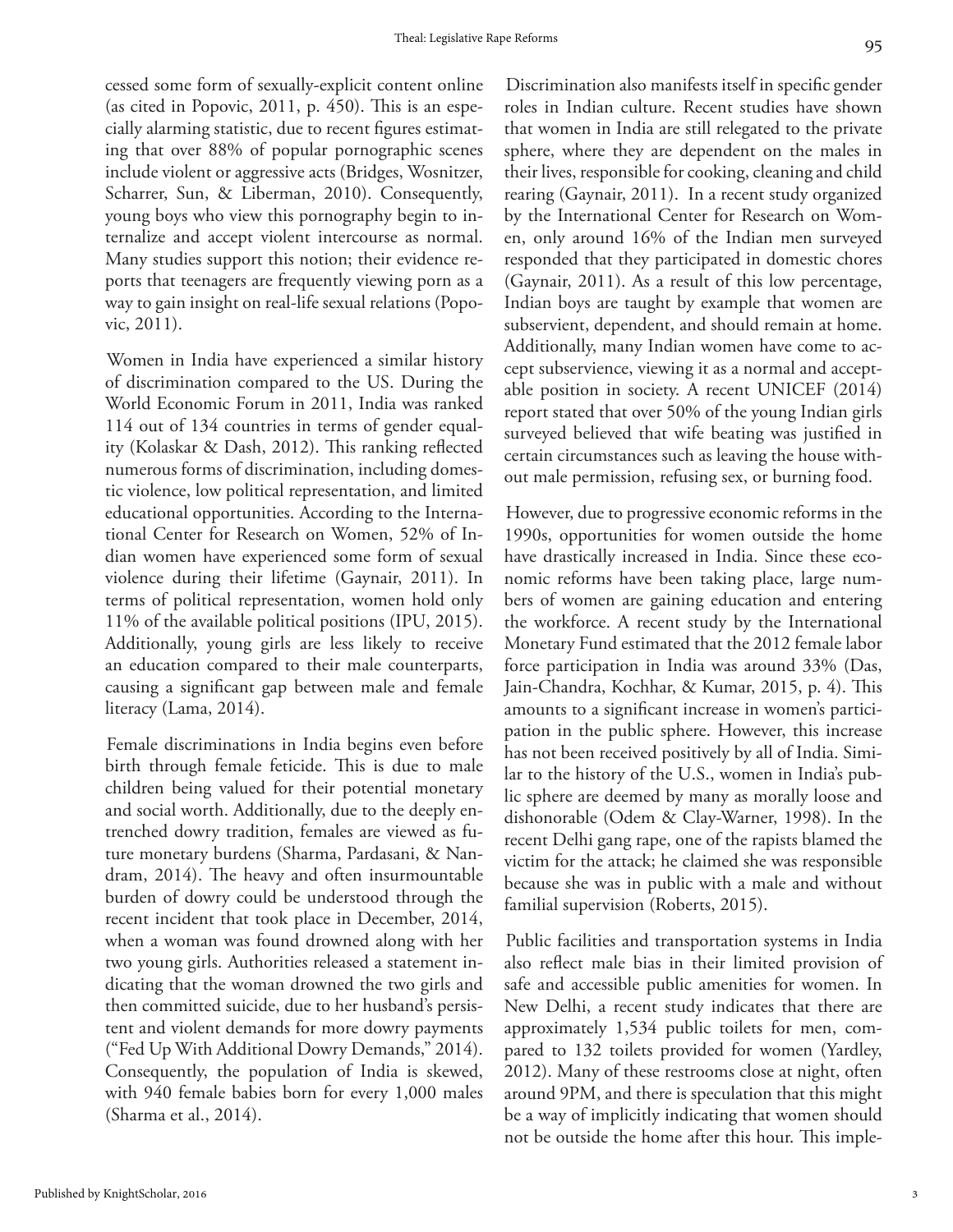cessed some form of sexually-explicit content online (as cited in Popovic, 2011, p. 450). This is an especially alarming statistic, due to recent figures estimating that over 88% of popular pornographic scenes include violent or aggressive acts (Bridges, Wosnitzer, Scharrer, Sun, & Liberman, 2010). Consequently, young boys who view this pornography begin to internalize and accept violent intercourse as normal. Many studies support this notion; their evidence reports that teenagers are frequently viewing porn as a way to gain insight on real-life sexual relations (Popovic, 2011).

Women in India have experienced a similar history of discrimination compared to the US. During the World Economic Forum in 2011, India was ranked 114 out of 134 countries in terms of gender equality (Kolaskar & Dash, 2012). This ranking reflected numerous forms of discrimination, including domestic violence, low political representation, and limited educational opportunities. According to the International Center for Research on Women, 52% of Indian women have experienced some form of sexual violence during their lifetime (Gaynair, 2011). In terms of political representation, women hold only 11% of the available political positions (IPU, 2015). Additionally, young girls are less likely to receive an education compared to their male counterparts, causing a significant gap between male and female literacy (Lama, 2014).

Female discriminations in India begins even before birth through female feticide. This is due to male children being valued for their potential monetary and social worth. Additionally, due to the deeply entrenched dowry tradition, females are viewed as future monetary burdens (Sharma, Pardasani, & Nandram, 2014). The heavy and often insurmountable burden of dowry could be understood through the recent incident that took place in December, 2014, when a woman was found drowned along with her two young girls. Authorities released a statement indicating that the woman drowned the two girls and then committed suicide, due to her husband's persistent and violent demands for more dowry payments ("Fed Up With Additional Dowry Demands," 2014). Consequently, the population of India is skewed, with 940 female babies born for every 1,000 males (Sharma et al., 2014).

Discrimination also manifests itself in specific gender roles in Indian culture. Recent studies have shown that women in India are still relegated to the private sphere, where they are dependent on the males in their lives, responsible for cooking, cleaning and child rearing (Gaynair, 2011). In a recent study organized by the International Center for Research on Women, only around 16% of the Indian men surveyed responded that they participated in domestic chores (Gaynair, 2011). As a result of this low percentage, Indian boys are taught by example that women are subservient, dependent, and should remain at home. Additionally, many Indian women have come to accept subservience, viewing it as a normal and acceptable position in society. A recent UNICEF (2014) report stated that over 50% of the young Indian girls surveyed believed that wife beating was justified in certain circumstances such as leaving the house without male permission, refusing sex, or burning food.

However, due to progressive economic reforms in the 1990s, opportunities for women outside the home have drastically increased in India. Since these economic reforms have been taking place, large numbers of women are gaining education and entering the workforce. A recent study by the International Monetary Fund estimated that the 2012 female labor force participation in India was around 33% (Das, Jain-Chandra, Kochhar, & Kumar, 2015, p. 4). This amounts to a significant increase in women's participation in the public sphere. However, this increase has not been received positively by all of India. Similar to the history of the U.S., women in India's public sphere are deemed by many as morally loose and dishonorable (Odem & Clay-Warner, 1998). In the recent Delhi gang rape, one of the rapists blamed the victim for the attack; he claimed she was responsible because she was in public with a male and without familial supervision (Roberts, 2015).

Public facilities and transportation systems in India also reflect male bias in their limited provision of safe and accessible public amenities for women. In New Delhi, a recent study indicates that there are approximately 1,534 public toilets for men, compared to 132 toilets provided for women (Yardley, 2012). Many of these restrooms close at night, often around 9PM, and there is speculation that this might be a way of implicitly indicating that women should not be outside the home after this hour. This imple-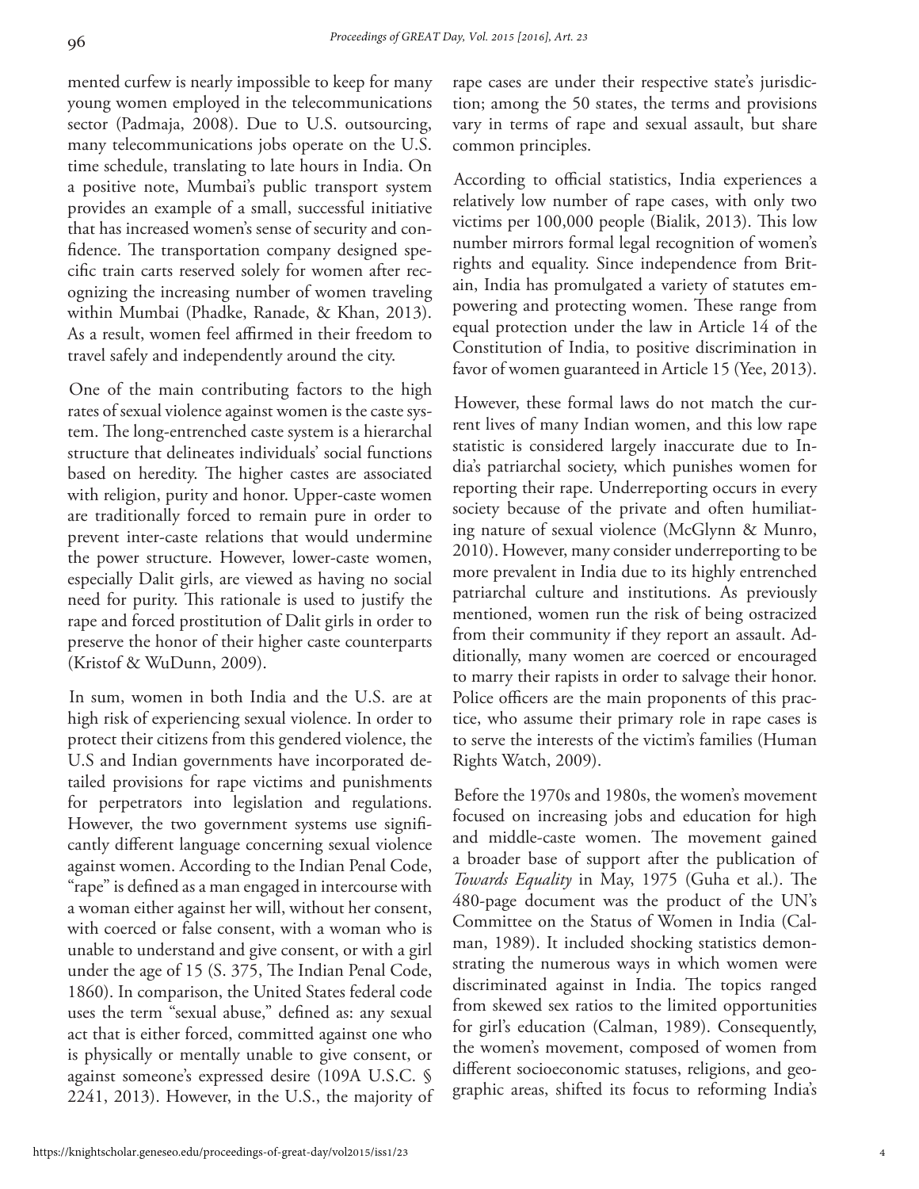mented curfew is nearly impossible to keep for many young women employed in the telecommunications sector (Padmaja, 2008). Due to U.S. outsourcing, many telecommunications jobs operate on the U.S. time schedule, translating to late hours in India. On a positive note, Mumbai's public transport system provides an example of a small, successful initiative that has increased women's sense of security and confidence. The transportation company designed specific train carts reserved solely for women after recognizing the increasing number of women traveling within Mumbai (Phadke, Ranade, & Khan, 2013). As a result, women feel affirmed in their freedom to travel safely and independently around the city.

One of the main contributing factors to the high rates of sexual violence against women is the caste system. The long-entrenched caste system is a hierarchal structure that delineates individuals' social functions based on heredity. The higher castes are associated with religion, purity and honor. Upper-caste women are traditionally forced to remain pure in order to prevent inter-caste relations that would undermine the power structure. However, lower-caste women, especially Dalit girls, are viewed as having no social need for purity. This rationale is used to justify the rape and forced prostitution of Dalit girls in order to preserve the honor of their higher caste counterparts (Kristof & WuDunn, 2009).

In sum, women in both India and the U.S. are at high risk of experiencing sexual violence. In order to protect their citizens from this gendered violence, the U.S and Indian governments have incorporated detailed provisions for rape victims and punishments for perpetrators into legislation and regulations. However, the two government systems use significantly different language concerning sexual violence against women. According to the Indian Penal Code, "rape" is defined as a man engaged in intercourse with a woman either against her will, without her consent, with coerced or false consent, with a woman who is unable to understand and give consent, or with a girl under the age of 15 (S. 375, The Indian Penal Code, 1860). In comparison, the United States federal code uses the term "sexual abuse," defined as: any sexual act that is either forced, committed against one who is physically or mentally unable to give consent, or against someone's expressed desire (109A U.S.C. § 2241, 2013). However, in the U.S., the majority of rape cases are under their respective state's jurisdiction; among the 50 states, the terms and provisions vary in terms of rape and sexual assault, but share common principles.

According to official statistics, India experiences a relatively low number of rape cases, with only two victims per 100,000 people (Bialik, 2013). This low number mirrors formal legal recognition of women's rights and equality. Since independence from Britain, India has promulgated a variety of statutes empowering and protecting women. These range from equal protection under the law in Article 14 of the Constitution of India, to positive discrimination in favor of women guaranteed in Article 15 (Yee, 2013).

However, these formal laws do not match the current lives of many Indian women, and this low rape statistic is considered largely inaccurate due to India's patriarchal society, which punishes women for reporting their rape. Underreporting occurs in every society because of the private and often humiliating nature of sexual violence (McGlynn & Munro, 2010). However, many consider underreporting to be more prevalent in India due to its highly entrenched patriarchal culture and institutions. As previously mentioned, women run the risk of being ostracized from their community if they report an assault. Additionally, many women are coerced or encouraged to marry their rapists in order to salvage their honor. Police officers are the main proponents of this practice, who assume their primary role in rape cases is to serve the interests of the victim's families (Human Rights Watch, 2009).

Before the 1970s and 1980s, the women's movement focused on increasing jobs and education for high and middle-caste women. The movement gained a broader base of support after the publication of *Towards Equality* in May, 1975 (Guha et al.). The 480-page document was the product of the UN's Committee on the Status of Women in India (Calman, 1989). It included shocking statistics demonstrating the numerous ways in which women were discriminated against in India. The topics ranged from skewed sex ratios to the limited opportunities for girl's education (Calman, 1989). Consequently, the women's movement, composed of women from different socioeconomic statuses, religions, and geographic areas, shifted its focus to reforming India's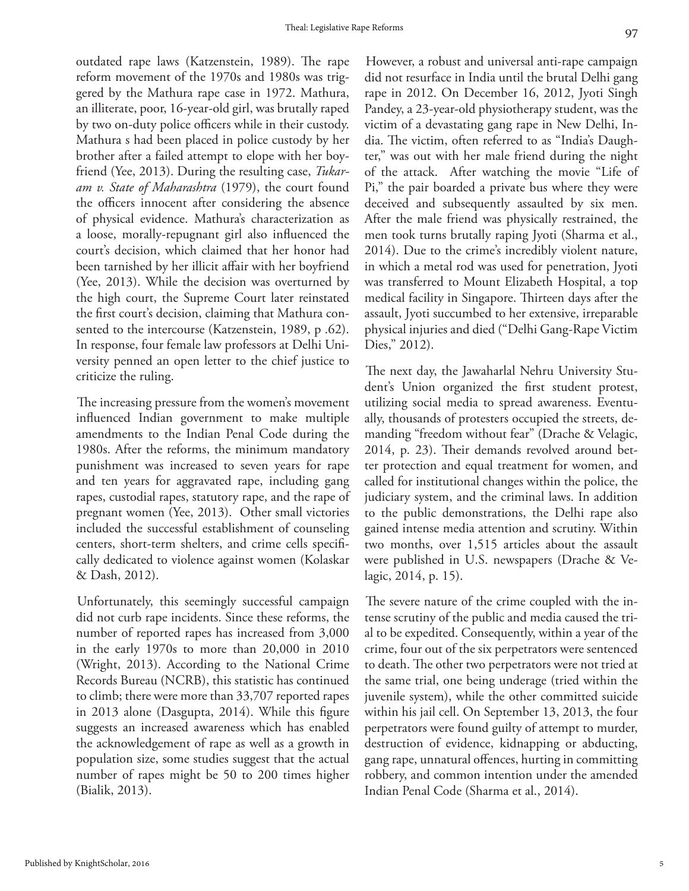outdated rape laws (Katzenstein, 1989). The rape reform movement of the 1970s and 1980s was triggered by the Mathura rape case in 1972. Mathura, an illiterate, poor, 16-year-old girl, was brutally raped by two on-duty police officers while in their custody. Mathura s had been placed in police custody by her brother after a failed attempt to elope with her boyfriend (Yee, 2013). During the resulting case, *Tukaram v. State of Maharashtra* (1979), the court found the officers innocent after considering the absence of physical evidence. Mathura's characterization as a loose, morally-repugnant girl also influenced the court's decision, which claimed that her honor had been tarnished by her illicit affair with her boyfriend (Yee, 2013). While the decision was overturned by the high court, the Supreme Court later reinstated the first court's decision, claiming that Mathura consented to the intercourse (Katzenstein, 1989, p .62). In response, four female law professors at Delhi University penned an open letter to the chief justice to criticize the ruling.

The increasing pressure from the women's movement influenced Indian government to make multiple amendments to the Indian Penal Code during the 1980s. After the reforms, the minimum mandatory punishment was increased to seven years for rape and ten years for aggravated rape, including gang rapes, custodial rapes, statutory rape, and the rape of pregnant women (Yee, 2013). Other small victories included the successful establishment of counseling centers, short-term shelters, and crime cells specifically dedicated to violence against women (Kolaskar & Dash, 2012).

Unfortunately, this seemingly successful campaign did not curb rape incidents. Since these reforms, the number of reported rapes has increased from 3,000 in the early 1970s to more than 20,000 in 2010 (Wright, 2013). According to the National Crime Records Bureau (NCRB), this statistic has continued to climb; there were more than 33,707 reported rapes in 2013 alone (Dasgupta, 2014). While this figure suggests an increased awareness which has enabled the acknowledgement of rape as well as a growth in population size, some studies suggest that the actual number of rapes might be 50 to 200 times higher (Bialik, 2013).

However, a robust and universal anti-rape campaign did not resurface in India until the brutal Delhi gang rape in 2012. On December 16, 2012, Jyoti Singh Pandey, a 23-year-old physiotherapy student, was the victim of a devastating gang rape in New Delhi, India. The victim, often referred to as "India's Daughter," was out with her male friend during the night of the attack. After watching the movie "Life of Pi," the pair boarded a private bus where they were deceived and subsequently assaulted by six men. After the male friend was physically restrained, the men took turns brutally raping Jyoti (Sharma et al., 2014). Due to the crime's incredibly violent nature, in which a metal rod was used for penetration, Jyoti was transferred to Mount Elizabeth Hospital, a top medical facility in Singapore. Thirteen days after the assault, Jyoti succumbed to her extensive, irreparable physical injuries and died ("Delhi Gang-Rape Victim Dies," 2012).

The next day, the Jawaharlal Nehru University Student's Union organized the first student protest, utilizing social media to spread awareness. Eventually, thousands of protesters occupied the streets, demanding "freedom without fear" (Drache & Velagic, 2014, p. 23). Their demands revolved around better protection and equal treatment for women, and called for institutional changes within the police, the judiciary system, and the criminal laws. In addition to the public demonstrations, the Delhi rape also gained intense media attention and scrutiny. Within two months, over 1,515 articles about the assault were published in U.S. newspapers (Drache & Velagic, 2014, p. 15).

The severe nature of the crime coupled with the intense scrutiny of the public and media caused the trial to be expedited. Consequently, within a year of the crime, four out of the six perpetrators were sentenced to death. The other two perpetrators were not tried at the same trial, one being underage (tried within the juvenile system), while the other committed suicide within his jail cell. On September 13, 2013, the four perpetrators were found guilty of attempt to murder, destruction of evidence, kidnapping or abducting, gang rape, unnatural offences, hurting in committing robbery, and common intention under the amended Indian Penal Code (Sharma et al., 2014).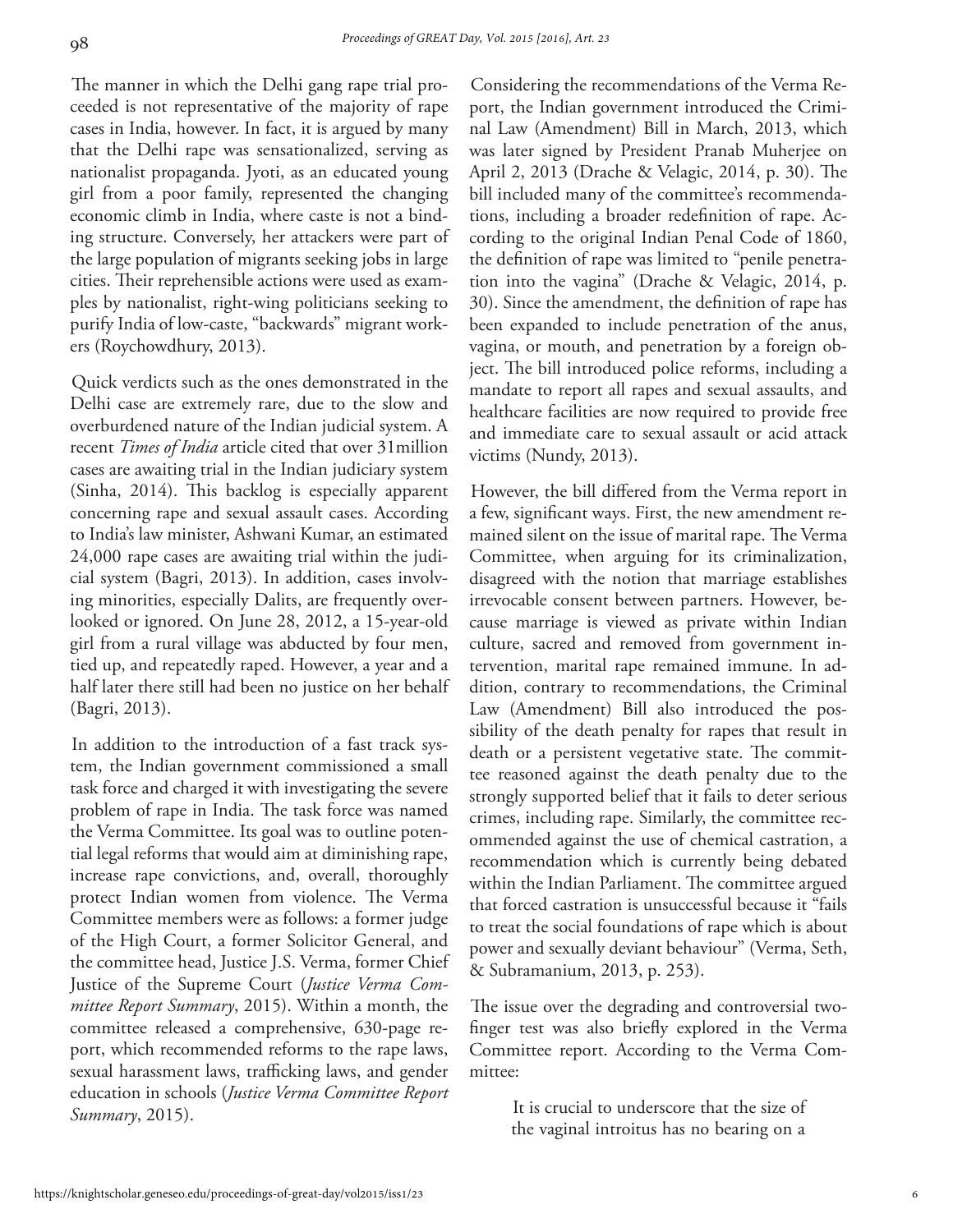The manner in which the Delhi gang rape trial proceeded is not representative of the majority of rape cases in India, however. In fact, it is argued by many that the Delhi rape was sensationalized, serving as nationalist propaganda. Jyoti, as an educated young girl from a poor family, represented the changing economic climb in India, where caste is not a binding structure. Conversely, her attackers were part of the large population of migrants seeking jobs in large cities. Their reprehensible actions were used as examples by nationalist, right-wing politicians seeking to purify India of low-caste, "backwards" migrant workers (Roychowdhury, 2013).

Quick verdicts such as the ones demonstrated in the Delhi case are extremely rare, due to the slow and overburdened nature of the Indian judicial system. A recent *Times of India* article cited that over 31million cases are awaiting trial in the Indian judiciary system (Sinha, 2014). This backlog is especially apparent concerning rape and sexual assault cases. According to India's law minister, Ashwani Kumar, an estimated 24,000 rape cases are awaiting trial within the judicial system (Bagri, 2013). In addition, cases involving minorities, especially Dalits, are frequently overlooked or ignored. On June 28, 2012, a 15-year-old girl from a rural village was abducted by four men, tied up, and repeatedly raped. However, a year and a half later there still had been no justice on her behalf (Bagri, 2013).

In addition to the introduction of a fast track system, the Indian government commissioned a small task force and charged it with investigating the severe problem of rape in India. The task force was named the Verma Committee. Its goal was to outline potential legal reforms that would aim at diminishing rape, increase rape convictions, and, overall, thoroughly protect Indian women from violence. The Verma Committee members were as follows: a former judge of the High Court, a former Solicitor General, and the committee head, Justice J.S. Verma, former Chief Justice of the Supreme Court (*Justice Verma Committee Report Summary*, 2015). Within a month, the committee released a comprehensive, 630-page report, which recommended reforms to the rape laws, sexual harassment laws, trafficking laws, and gender education in schools (*Justice Verma Committee Report Summary*, 2015).

Considering the recommendations of the Verma Report, the Indian government introduced the Criminal Law (Amendment) Bill in March, 2013, which was later signed by President Pranab Muherjee on April 2, 2013 (Drache & Velagic, 2014, p. 30). The bill included many of the committee's recommendations, including a broader redefinition of rape. According to the original Indian Penal Code of 1860, the definition of rape was limited to "penile penetration into the vagina" (Drache & Velagic, 2014, p. 30). Since the amendment, the definition of rape has been expanded to include penetration of the anus, vagina, or mouth, and penetration by a foreign object. The bill introduced police reforms, including a mandate to report all rapes and sexual assaults, and healthcare facilities are now required to provide free and immediate care to sexual assault or acid attack victims (Nundy, 2013).

However, the bill differed from the Verma report in a few, significant ways. First, the new amendment remained silent on the issue of marital rape. The Verma Committee, when arguing for its criminalization, disagreed with the notion that marriage establishes irrevocable consent between partners. However, because marriage is viewed as private within Indian culture, sacred and removed from government intervention, marital rape remained immune. In addition, contrary to recommendations, the Criminal Law (Amendment) Bill also introduced the possibility of the death penalty for rapes that result in death or a persistent vegetative state. The committee reasoned against the death penalty due to the strongly supported belief that it fails to deter serious crimes, including rape. Similarly, the committee recommended against the use of chemical castration, a recommendation which is currently being debated within the Indian Parliament. The committee argued that forced castration is unsuccessful because it "fails to treat the social foundations of rape which is about power and sexually deviant behaviour" (Verma, Seth, & Subramanium, 2013, p. 253).

The issue over the degrading and controversial two-finger test was also briefly explored in the Verma Committee report. According to the Verma Committee:

> It is crucial to underscore that the size of the vaginal introitus has no bearing on a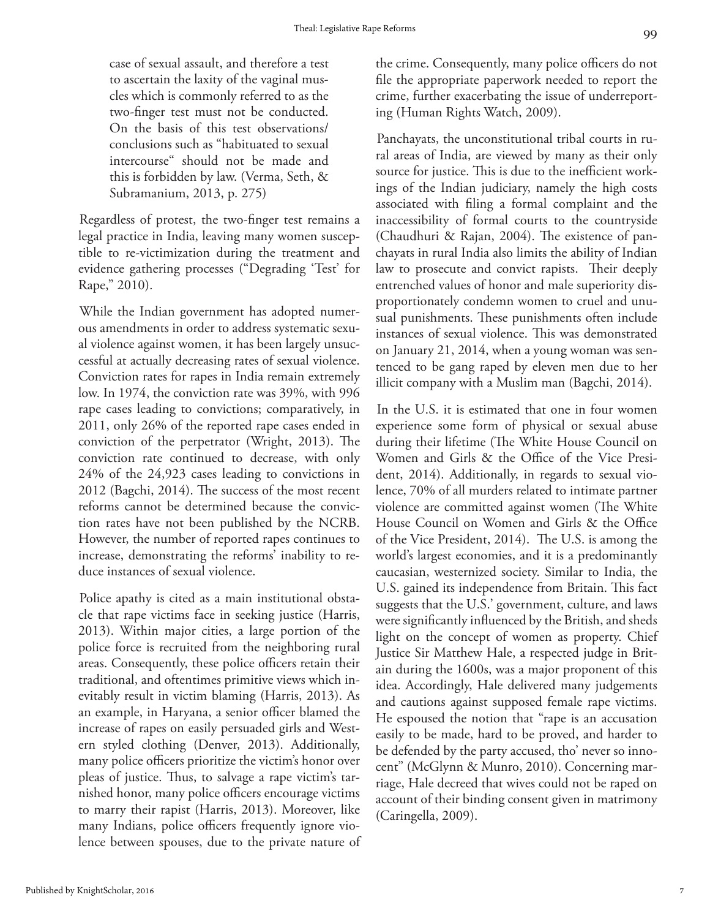> case of sexual assault, and therefore a test to ascertain the laxity of the vaginal muscles which is commonly referred to as the two-finger test must not be conducted. On the basis of this test observations/ conclusions such as "habituated to sexual intercourse" should not be made and this is forbidden by law. (Verma, Seth, & Subramanium, 2013, p. 275)

Regardless of protest, the two-finger test remains a legal practice in India, leaving many women susceptible to re-victimization during the treatment and evidence gathering processes ("Degrading 'Test' for Rape," 2010).

While the Indian government has adopted numerous amendments in order to address systematic sexual violence against women, it has been largely unsuccessful at actually decreasing rates of sexual violence. Conviction rates for rapes in India remain extremely low. In 1974, the conviction rate was 39%, with 996 rape cases leading to convictions; comparatively, in 2011, only 26% of the reported rape cases ended in conviction of the perpetrator (Wright, 2013). The conviction rate continued to decrease, with only 24% of the 24,923 cases leading to convictions in 2012 (Bagchi, 2014). The success of the most recent reforms cannot be determined because the conviction rates have not been published by the NCRB. However, the number of reported rapes continues to increase, demonstrating the reforms' inability to reduce instances of sexual violence.

Police apathy is cited as a main institutional obstacle that rape victims face in seeking justice (Harris, 2013). Within major cities, a large portion of the police force is recruited from the neighboring rural areas. Consequently, these police officers retain their traditional, and oftentimes primitive views which inevitably result in victim blaming (Harris, 2013). As an example, in Haryana, a senior officer blamed the increase of rapes on easily persuaded girls and Western styled clothing (Denver, 2013). Additionally, many police officers prioritize the victim's honor over pleas of justice. Thus, to salvage a rape victim's tarnished honor, many police officers encourage victims to marry their rapist (Harris, 2013). Moreover, like many Indians, police officers frequently ignore violence between spouses, due to the private nature of the crime. Consequently, many police officers do not file the appropriate paperwork needed to report the crime, further exacerbating the issue of underreporting (Human Rights Watch, 2009).

Panchayats, the unconstitutional tribal courts in rural areas of India, are viewed by many as their only source for justice. This is due to the inefficient workings of the Indian judiciary, namely the high costs associated with filing a formal complaint and the inaccessibility of formal courts to the countryside (Chaudhuri & Rajan, 2004). The existence of panchayats in rural India also limits the ability of Indian law to prosecute and convict rapists. Their deeply entrenched values of honor and male superiority disproportionately condemn women to cruel and unusual punishments. These punishments often include instances of sexual violence. This was demonstrated on January 21, 2014, when a young woman was sentenced to be gang raped by eleven men due to her illicit company with a Muslim man (Bagchi, 2014).

In the U.S. it is estimated that one in four women experience some form of physical or sexual abuse during their lifetime (The White House Council on Women and Girls & the Office of the Vice President, 2014). Additionally, in regards to sexual violence, 70% of all murders related to intimate partner violence are committed against women (The White House Council on Women and Girls & the Office of the Vice President, 2014). The U.S. is among the world's largest economies, and it is a predominantly caucasian, westernized society. Similar to India, the U.S. gained its independence from Britain. This fact suggests that the U.S.' government, culture, and laws were significantly influenced by the British, and sheds light on the concept of women as property. Chief Justice Sir Matthew Hale, a respected judge in Britain during the 1600s, was a major proponent of this idea. Accordingly, Hale delivered many judgements and cautions against supposed female rape victims. He espoused the notion that "rape is an accusation easily to be made, hard to be proved, and harder to be defended by the party accused, tho' never so innocent" (McGlynn & Munro, 2010). Concerning marriage, Hale decreed that wives could not be raped on account of their binding consent given in matrimony (Caringella, 2009).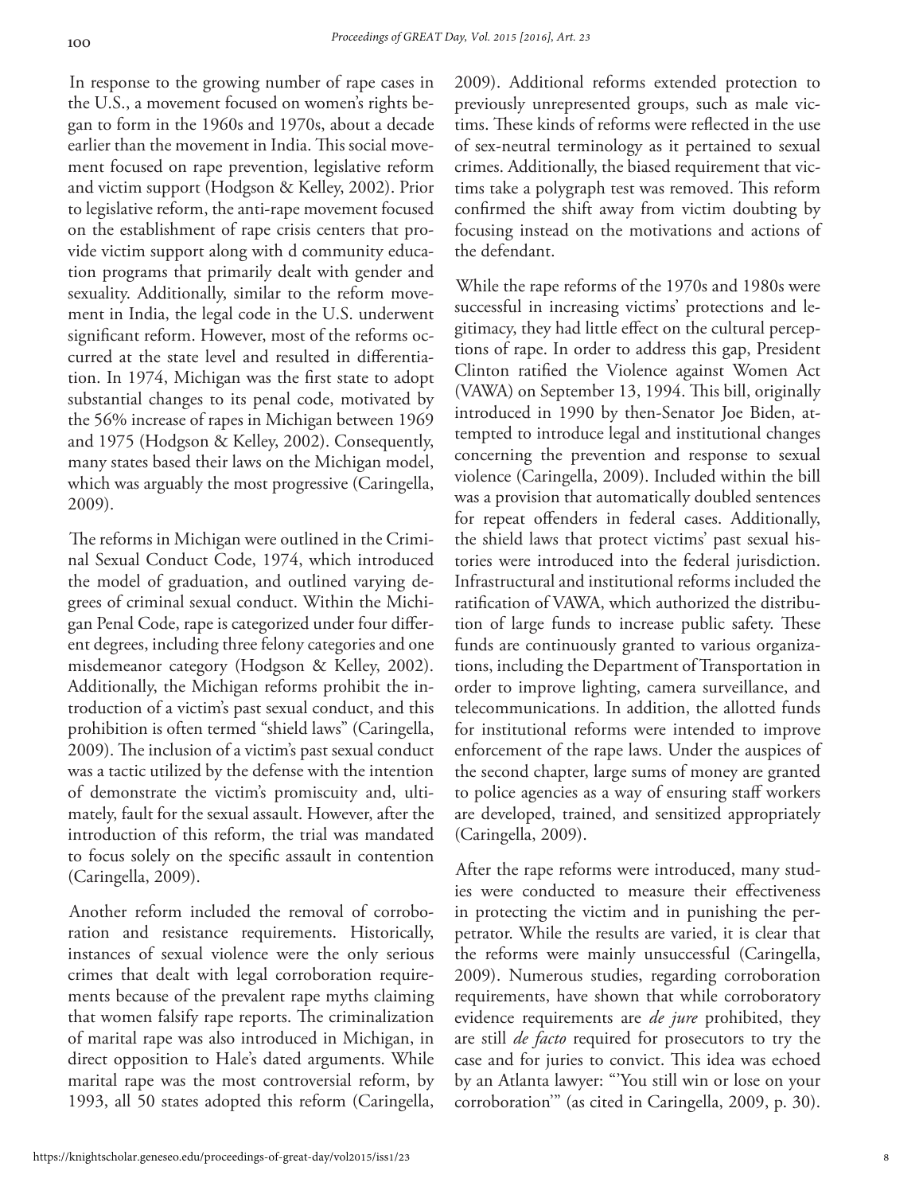In response to the growing number of rape cases in the U.S., a movement focused on women's rights began to form in the 1960s and 1970s, about a decade earlier than the movement in India. This social movement focused on rape prevention, legislative reform and victim support (Hodgson & Kelley, 2002). Prior to legislative reform, the anti-rape movement focused on the establishment of rape crisis centers that provide victim support along with d community education programs that primarily dealt with gender and sexuality. Additionally, similar to the reform movement in India, the legal code in the U.S. underwent significant reform. However, most of the reforms occurred at the state level and resulted in differentiation. In 1974, Michigan was the first state to adopt substantial changes to its penal code, motivated by the 56% increase of rapes in Michigan between 1969 and 1975 (Hodgson & Kelley, 2002). Consequently, many states based their laws on the Michigan model, which was arguably the most progressive (Caringella, 2009).

The reforms in Michigan were outlined in the Criminal Sexual Conduct Code, 1974, which introduced the model of graduation, and outlined varying degrees of criminal sexual conduct. Within the Michigan Penal Code, rape is categorized under four different degrees, including three felony categories and one misdemeanor category (Hodgson & Kelley, 2002). Additionally, the Michigan reforms prohibit the introduction of a victim's past sexual conduct, and this prohibition is often termed "shield laws" (Caringella, 2009). The inclusion of a victim's past sexual conduct was a tactic utilized by the defense with the intention of demonstrate the victim's promiscuity and, ultimately, fault for the sexual assault. However, after the introduction of this reform, the trial was mandated to focus solely on the specific assault in contention (Caringella, 2009).

Another reform included the removal of corroboration and resistance requirements. Historically, instances of sexual violence were the only serious crimes that dealt with legal corroboration requirements because of the prevalent rape myths claiming that women falsify rape reports. The criminalization of marital rape was also introduced in Michigan, in direct opposition to Hale's dated arguments. While marital rape was the most controversial reform, by 1993, all 50 states adopted this reform (Caringella, 2009). Additional reforms extended protection to previously unrepresented groups, such as male victims. These kinds of reforms were reflected in the use of sex-neutral terminology as it pertained to sexual crimes. Additionally, the biased requirement that victims take a polygraph test was removed. This reform confirmed the shift away from victim doubting by focusing instead on the motivations and actions of the defendant.

While the rape reforms of the 1970s and 1980s were successful in increasing victims' protections and legitimacy, they had little effect on the cultural perceptions of rape. In order to address this gap, President Clinton ratified the Violence against Women Act (VAWA) on September 13, 1994. This bill, originally introduced in 1990 by then-Senator Joe Biden, attempted to introduce legal and institutional changes concerning the prevention and response to sexual violence (Caringella, 2009). Included within the bill was a provision that automatically doubled sentences for repeat offenders in federal cases. Additionally, the shield laws that protect victims' past sexual histories were introduced into the federal jurisdiction. Infrastructural and institutional reforms included the ratification of VAWA, which authorized the distribution of large funds to increase public safety. These funds are continuously granted to various organizations, including the Department of Transportation in order to improve lighting, camera surveillance, and telecommunications. In addition, the allotted funds for institutional reforms were intended to improve enforcement of the rape laws. Under the auspices of the second chapter, large sums of money are granted to police agencies as a way of ensuring staff workers are developed, trained, and sensitized appropriately (Caringella, 2009).

After the rape reforms were introduced, many studies were conducted to measure their effectiveness in protecting the victim and in punishing the perpetrator. While the results are varied, it is clear that the reforms were mainly unsuccessful (Caringella, 2009). Numerous studies, regarding corroboration requirements, have shown that while corroboratory evidence requirements are *de jure* prohibited, they are still *de facto* required for prosecutors to try the case and for juries to convict. This idea was echoed by an Atlanta lawyer: "'You still win or lose on your corroboration'" (as cited in Caringella, 2009, p. 30).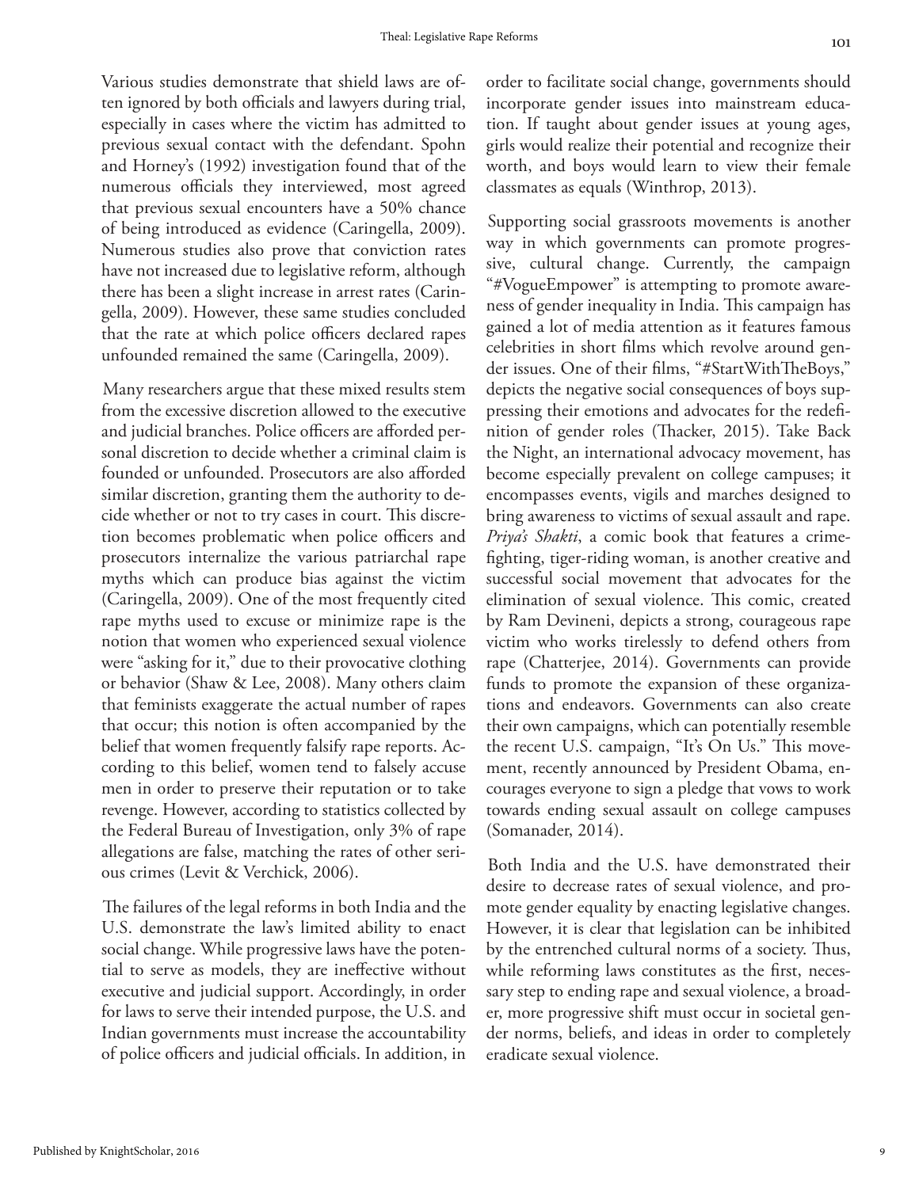Various studies demonstrate that shield laws are often ignored by both officials and lawyers during trial, especially in cases where the victim has admitted to previous sexual contact with the defendant. Spohn and Horney's (1992) investigation found that of the numerous officials they interviewed, most agreed that previous sexual encounters have a 50% chance of being introduced as evidence (Caringella, 2009). Numerous studies also prove that conviction rates have not increased due to legislative reform, although there has been a slight increase in arrest rates (Caringella, 2009). However, these same studies concluded that the rate at which police officers declared rapes unfounded remained the same (Caringella, 2009).

Many researchers argue that these mixed results stem from the excessive discretion allowed to the executive and judicial branches. Police officers are afforded personal discretion to decide whether a criminal claim is founded or unfounded. Prosecutors are also afforded similar discretion, granting them the authority to decide whether or not to try cases in court. This discretion becomes problematic when police officers and prosecutors internalize the various patriarchal rape myths which can produce bias against the victim (Caringella, 2009). One of the most frequently cited rape myths used to excuse or minimize rape is the notion that women who experienced sexual violence were "asking for it," due to their provocative clothing or behavior (Shaw & Lee, 2008). Many others claim that feminists exaggerate the actual number of rapes that occur; this notion is often accompanied by the belief that women frequently falsify rape reports. According to this belief, women tend to falsely accuse men in order to preserve their reputation or to take revenge. However, according to statistics collected by the Federal Bureau of Investigation, only 3% of rape allegations are false, matching the rates of other serious crimes (Levit & Verchick, 2006).

The failures of the legal reforms in both India and the U.S. demonstrate the law's limited ability to enact social change. While progressive laws have the potential to serve as models, they are ineffective without executive and judicial support. Accordingly, in order for laws to serve their intended purpose, the U.S. and Indian governments must increase the accountability of police officers and judicial officials. In addition, in order to facilitate social change, governments should incorporate gender issues into mainstream education. If taught about gender issues at young ages, girls would realize their potential and recognize their worth, and boys would learn to view their female classmates as equals (Winthrop, 2013).

Supporting social grassroots movements is another way in which governments can promote progressive, cultural change. Currently, the campaign "#VogueEmpower" is attempting to promote awareness of gender inequality in India. This campaign has gained a lot of media attention as it features famous celebrities in short films which revolve around gender issues. One of their films, "#StartWithTheBoys," depicts the negative social consequences of boys suppressing their emotions and advocates for the redefinition of gender roles (Thacker, 2015). Take Back the Night, an international advocacy movement, has become especially prevalent on college campuses; it encompasses events, vigils and marches designed to bring awareness to victims of sexual assault and rape. *Priya's Shakti*, a comic book that features a crime-fighting, tiger-riding woman, is another creative and successful social movement that advocates for the elimination of sexual violence. This comic, created by Ram Devineni, depicts a strong, courageous rape victim who works tirelessly to defend others from rape (Chatterjee, 2014). Governments can provide funds to promote the expansion of these organizations and endeavors. Governments can also create their own campaigns, which can potentially resemble the recent U.S. campaign, "It's On Us." This movement, recently announced by President Obama, encourages everyone to sign a pledge that vows to work towards ending sexual assault on college campuses (Somanader, 2014).

Both India and the U.S. have demonstrated their desire to decrease rates of sexual violence, and promote gender equality by enacting legislative changes. However, it is clear that legislation can be inhibited by the entrenched cultural norms of a society. Thus, while reforming laws constitutes as the first, necessary step to ending rape and sexual violence, a broader, more progressive shift must occur in societal gender norms, beliefs, and ideas in order to completely eradicate sexual violence.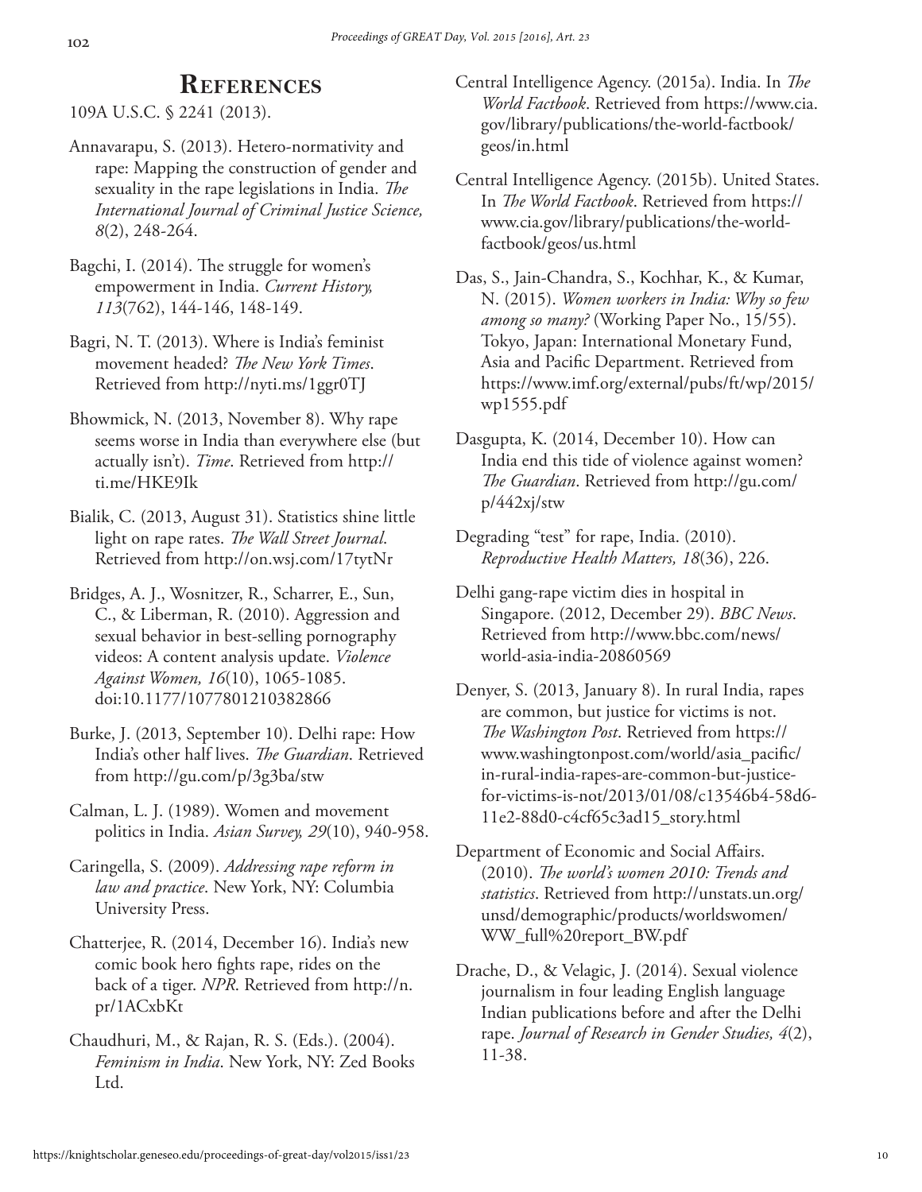# References

109A U.S.C. § 2241 (2013).

Annavarapu, S. (2013). Hetero-normativity and rape: Mapping the construction of gender and sexuality in the rape legislations in India. *The International Journal of Criminal Justice Science, 8*(2), 248-264.

Bagchi, I. (2014). The struggle for women's empowerment in India. *Current History, 113*(762), 144-146, 148-149.

Bagri, N. T. (2013). Where is India's feminist movement headed? *The New York Times*. Retrieved from http://nyti.ms/1ggr0TJ

Bhowmick, N. (2013, November 8). Why rape seems worse in India than everywhere else (but actually isn't). *Time*. Retrieved from http://ti.me/HKE9Ik

Bialik, C. (2013, August 31). Statistics shine little light on rape rates. *The Wall Street Journal*. Retrieved from http://on.wsj.com/17tytNr

Bridges, A. J., Wosnitzer, R., Scharrer, E., Sun, C., & Liberman, R. (2010). Aggression and sexual behavior in best-selling pornography videos: A content analysis update. *Violence Against Women, 16*(10), 1065-1085. doi:10.1177/1077801210382866

Burke, J. (2013, September 10). Delhi rape: How India's other half lives. *The Guardian*. Retrieved from http://gu.com/p/3g3ba/stw

Calman, L. J. (1989). Women and movement politics in India. *Asian Survey, 29*(10), 940-958.

Caringella, S. (2009). *Addressing rape reform in law and practice*. New York, NY: Columbia University Press.

Chatterjee, R. (2014, December 16). India's new comic book hero fights rape, rides on the back of a tiger. *NPR*. Retrieved from http://n.pr/1ACxbKt

Chaudhuri, M., & Rajan, R. S. (Eds.). (2004). *Feminism in India*. New York, NY: Zed Books Ltd.

Central Intelligence Agency. (2015a). India. In *The World Factbook*. Retrieved from https://www.cia.gov/library/publications/the-world-factbook/geos/in.html

Central Intelligence Agency. (2015b). United States. In *The World Factbook*. Retrieved from https://www.cia.gov/library/publications/the-world-factbook/geos/us.html

Das, S., Jain-Chandra, S., Kochhar, K., & Kumar, N. (2015). *Women workers in India: Why so few among so many?* (Working Paper No., 15/55). Tokyo, Japan: International Monetary Fund, Asia and Pacific Department. Retrieved from https://www.imf.org/external/pubs/ft/wp/2015/wp1555.pdf

Dasgupta, K. (2014, December 10). How can India end this tide of violence against women? *The Guardian*. Retrieved from http://gu.com/p/442xj/stw

Degrading "test" for rape, India. (2010). *Reproductive Health Matters, 18*(36), 226.

Delhi gang-rape victim dies in hospital in Singapore. (2012, December 29). *BBC News*. Retrieved from http://www.bbc.com/news/world-asia-india-20860569

Denyer, S. (2013, January 8). In rural India, rapes are common, but justice for victims is not. *The Washington Post*. Retrieved from https://www.washingtonpost.com/world/asia_pacific/in-rural-india-rapes-are-common-but-justice-for-victims-is-not/2013/01/08/c13546b4-58d6-11e2-88d0-c4cf65c3ad15_story.html

Department of Economic and Social Affairs. (2010). *The world's women 2010: Trends and statistics*. Retrieved from http://unstats.un.org/unsd/demographic/products/worldswomen/WW_full%20report_BW.pdf

Drache, D., & Velagic, J. (2014). Sexual violence journalism in four leading English language Indian publications before and after the Delhi rape. *Journal of Research in Gender Studies, 4*(2), 11-38.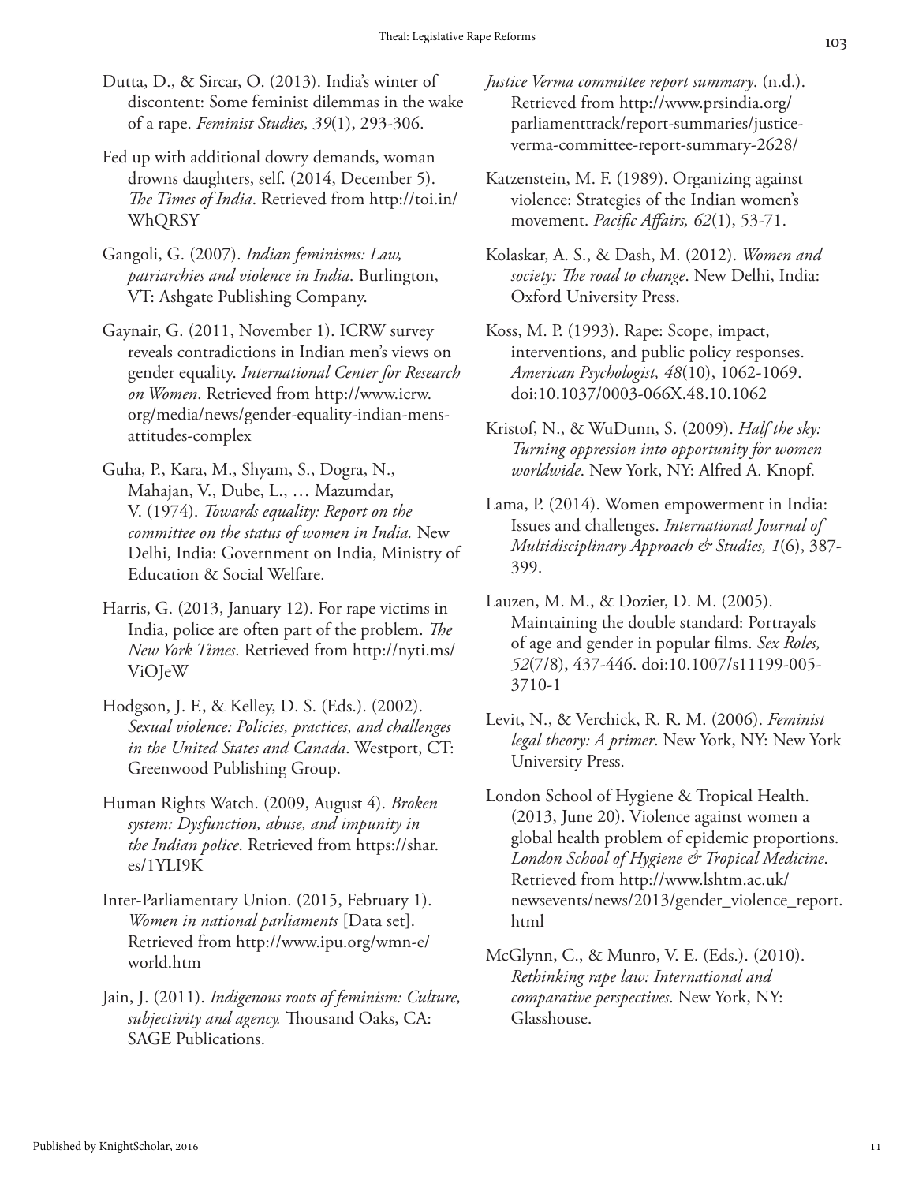Dutta, D., & Sircar, O. (2013). India's winter of discontent: Some feminist dilemmas in the wake of a rape. *Feminist Studies, 39*(1), 293-306.

Fed up with additional dowry demands, woman drowns daughters, self. (2014, December 5). *The Times of India*. Retrieved from http://toi.in/WhQRSY

Gangoli, G. (2007). *Indian feminisms: Law, patriarchies and violence in India*. Burlington, VT: Ashgate Publishing Company.

Gaynair, G. (2011, November 1). ICRW survey reveals contradictions in Indian men's views on gender equality. *International Center for Research on Women*. Retrieved from http://www.icrw.org/media/news/gender-equality-indian-mens-attitudes-complex

Guha, P., Kara, M., Shyam, S., Dogra, N., Mahajan, V., Dube, L., … Mazumdar, V. (1974). *Towards equality: Report on the committee on the status of women in India.* New Delhi, India: Government on India, Ministry of Education & Social Welfare.

Harris, G. (2013, January 12). For rape victims in India, police are often part of the problem. *The New York Times*. Retrieved from http://nyti.ms/ViOJeW

Hodgson, J. F., & Kelley, D. S. (Eds.). (2002). *Sexual violence: Policies, practices, and challenges in the United States and Canada*. Westport, CT: Greenwood Publishing Group.

Human Rights Watch. (2009, August 4). *Broken system: Dysfunction, abuse, and impunity in the Indian police*. Retrieved from https://shar.es/1YLI9K

Inter-Parliamentary Union. (2015, February 1). *Women in national parliaments* [Data set]. Retrieved from http://www.ipu.org/wmn-e/world.htm

Jain, J. (2011). *Indigenous roots of feminism: Culture, subjectivity and agency.* Thousand Oaks, CA: SAGE Publications.

*Justice Verma committee report summary*. (n.d.). Retrieved from http://www.prsindia.org/parliamenttrack/report-summaries/justice-verma-committee-report-summary-2628/

Katzenstein, M. F. (1989). Organizing against violence: Strategies of the Indian women's movement. *Pacific Affairs, 62*(1), 53-71.

Kolaskar, A. S., & Dash, M. (2012). *Women and society: The road to change*. New Delhi, India: Oxford University Press.

Koss, M. P. (1993). Rape: Scope, impact, interventions, and public policy responses. *American Psychologist, 48*(10), 1062-1069. doi:10.1037/0003-066X.48.10.1062

Kristof, N., & WuDunn, S. (2009). *Half the sky: Turning oppression into opportunity for women worldwide*. New York, NY: Alfred A. Knopf.

Lama, P. (2014). Women empowerment in India: Issues and challenges. *International Journal of Multidisciplinary Approach & Studies, 1*(6), 387-399.

Lauzen, M. M., & Dozier, D. M. (2005). Maintaining the double standard: Portrayals of age and gender in popular films. *Sex Roles, 52*(7/8), 437-446. doi:10.1007/s11199-005-3710-1

Levit, N., & Verchick, R. R. M. (2006). *Feminist legal theory: A primer*. New York, NY: New York University Press.

London School of Hygiene & Tropical Health. (2013, June 20). Violence against women a global health problem of epidemic proportions. *London School of Hygiene & Tropical Medicine*. Retrieved from http://www.lshtm.ac.uk/newsevents/news/2013/gender_violence_report.html

McGlynn, C., & Munro, V. E. (Eds.). (2010). *Rethinking rape law: International and comparative perspectives*. New York, NY: Glasshouse.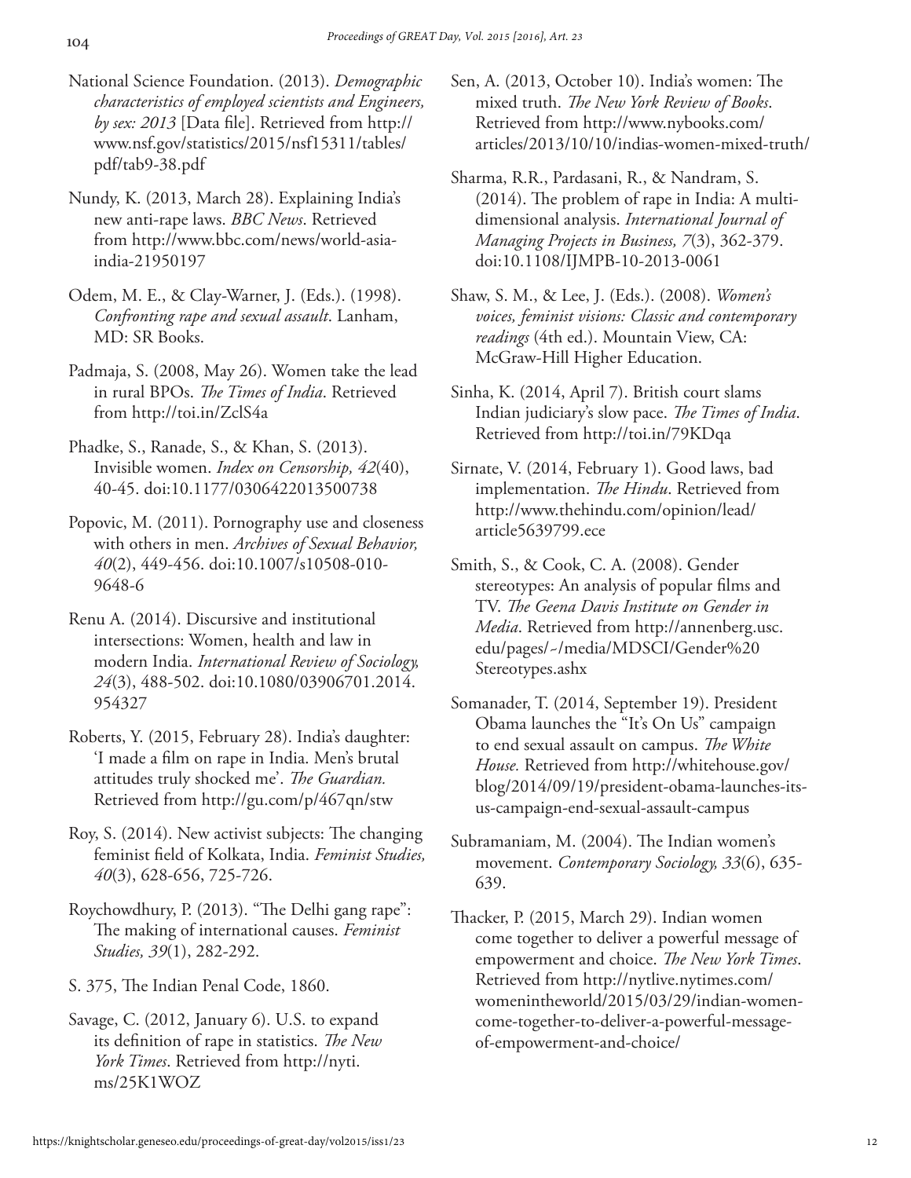National Science Foundation. (2013). *Demographic characteristics of employed scientists and Engineers, by sex: 2013* [Data file]. Retrieved from http://www.nsf.gov/statistics/2015/nsf15311/tables/pdf/tab9-38.pdf

Nundy, K. (2013, March 28). Explaining India's new anti-rape laws. *BBC News*. Retrieved from http://www.bbc.com/news/world-asia-india-21950197

Odem, M. E., & Clay-Warner, J. (Eds.). (1998). *Confronting rape and sexual assault*. Lanham, MD: SR Books.

Padmaja, S. (2008, May 26). Women take the lead in rural BPOs. *The Times of India*. Retrieved from http://toi.in/ZclS4a

Phadke, S., Ranade, S., & Khan, S. (2013). Invisible women. *Index on Censorship, 42*(40), 40-45. doi:10.1177/0306422013500738

Popovic, M. (2011). Pornography use and closeness with others in men. *Archives of Sexual Behavior, 40*(2), 449-456. doi:10.1007/s10508-010-9648-6

Renu A. (2014). Discursive and institutional intersections: Women, health and law in modern India. *International Review of Sociology, 24*(3), 488-502. doi:10.1080/03906701.2014.954327

Roberts, Y. (2015, February 28). India's daughter: 'I made a film on rape in India. Men's brutal attitudes truly shocked me'. *The Guardian.* Retrieved from http://gu.com/p/467qn/stw

Roy, S. (2014). New activist subjects: The changing feminist field of Kolkata, India. *Feminist Studies, 40*(3), 628-656, 725-726.

Roychowdhury, P. (2013). "The Delhi gang rape": The making of international causes. *Feminist Studies, 39*(1), 282-292.

S. 375, The Indian Penal Code, 1860.

Savage, C. (2012, January 6). U.S. to expand its definition of rape in statistics. *The New York Times*. Retrieved from http://nyti.ms/25K1WOZ

Sen, A. (2013, October 10). India's women: The mixed truth. *The New York Review of Books*. Retrieved from http://www.nybooks.com/articles/2013/10/10/indias-women-mixed-truth/

Sharma, R.R., Pardasani, R., & Nandram, S. (2014). The problem of rape in India: A multi-dimensional analysis. *International Journal of Managing Projects in Business, 7*(3), 362-379. doi:10.1108/IJMPB-10-2013-0061

Shaw, S. M., & Lee, J. (Eds.). (2008). *Women's voices, feminist visions: Classic and contemporary readings* (4th ed.). Mountain View, CA: McGraw-Hill Higher Education.

Sinha, K. (2014, April 7). British court slams Indian judiciary's slow pace. *The Times of India*. Retrieved from http://toi.in/79KDqa

Sirnate, V. (2014, February 1). Good laws, bad implementation. *The Hindu*. Retrieved from http://www.thehindu.com/opinion/lead/article5639799.ece

Smith, S., & Cook, C. A. (2008). Gender stereotypes: An analysis of popular films and TV. *The Geena Davis Institute on Gender in Media*. Retrieved from http://annenberg.usc.edu/pages/~/media/MDSCI/Gender%20Stereotypes.ashx

Somanader, T. (2014, September 19). President Obama launches the "It's On Us" campaign to end sexual assault on campus. *The White House.* Retrieved from http://whitehouse.gov/blog/2014/09/19/president-obama-launches-its-us-campaign-end-sexual-assault-campus

Subramaniam, M. (2004). The Indian women's movement. *Contemporary Sociology, 33*(6), 635-639.

Thacker, P. (2015, March 29). Indian women come together to deliver a powerful message of empowerment and choice. *The New York Times*. Retrieved from http://nytlive.nytimes.com/womenintheworld/2015/03/29/indian-women-come-together-to-deliver-a-powerful-message-of-empowerment-and-choice/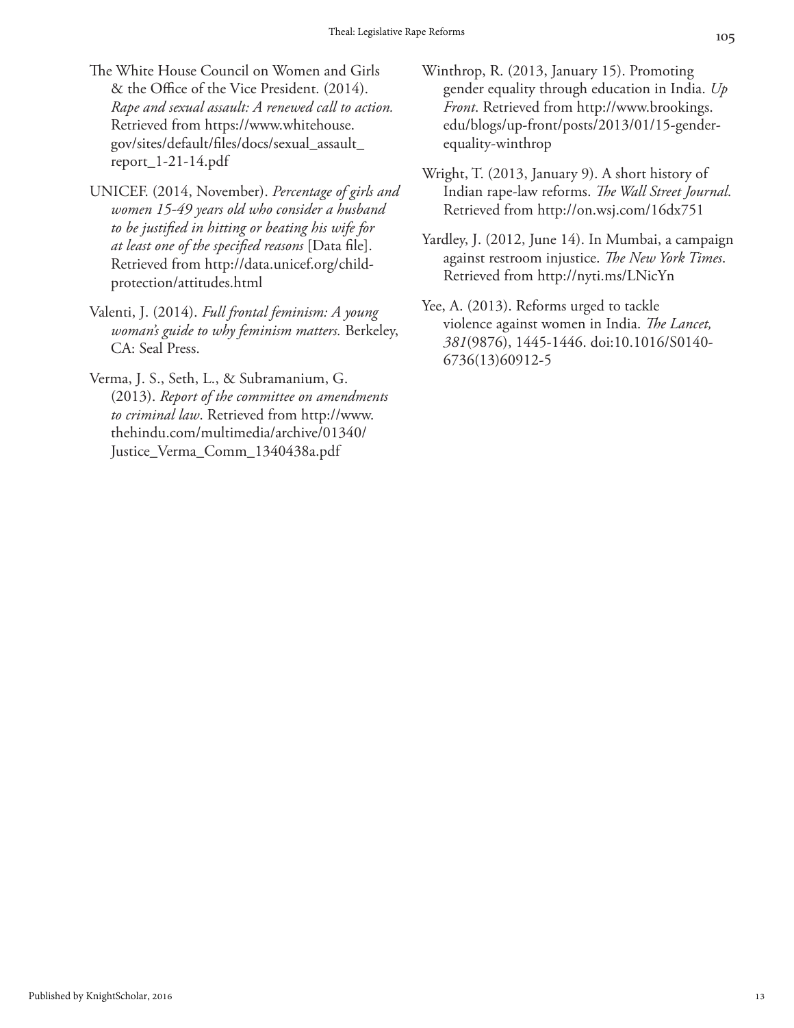The White House Council on Women and Girls & the Office of the Vice President. (2014). *Rape and sexual assault: A renewed call to action.* Retrieved from https://www.whitehouse.gov/sites/default/files/docs/sexual_assault_report_1-21-14.pdf

UNICEF. (2014, November). *Percentage of girls and women 15-49 years old who consider a husband to be justified in hitting or beating his wife for at least one of the specified reasons* [Data file]. Retrieved from http://data.unicef.org/child-protection/attitudes.html

Valenti, J. (2014). *Full frontal feminism: A young woman's guide to why feminism matters.* Berkeley, CA: Seal Press.

Verma, J. S., Seth, L., & Subramanium, G. (2013). *Report of the committee on amendments to criminal law*. Retrieved from http://www.thehindu.com/multimedia/archive/01340/Justice_Verma_Comm_1340438a.pdf

Winthrop, R. (2013, January 15). Promoting gender equality through education in India. *Up Front*. Retrieved from http://www.brookings.edu/blogs/up-front/posts/2013/01/15-gender-equality-winthrop

Wright, T. (2013, January 9). A short history of Indian rape-law reforms. *The Wall Street Journal*. Retrieved from http://on.wsj.com/16dx751

Yardley, J. (2012, June 14). In Mumbai, a campaign against restroom injustice. *The New York Times*. Retrieved from http://nyti.ms/LNicYn

Yee, A. (2013). Reforms urged to tackle violence against women in India. *The Lancet, 381*(9876), 1445-1446. doi:10.1016/S0140-6736(13)60912-5